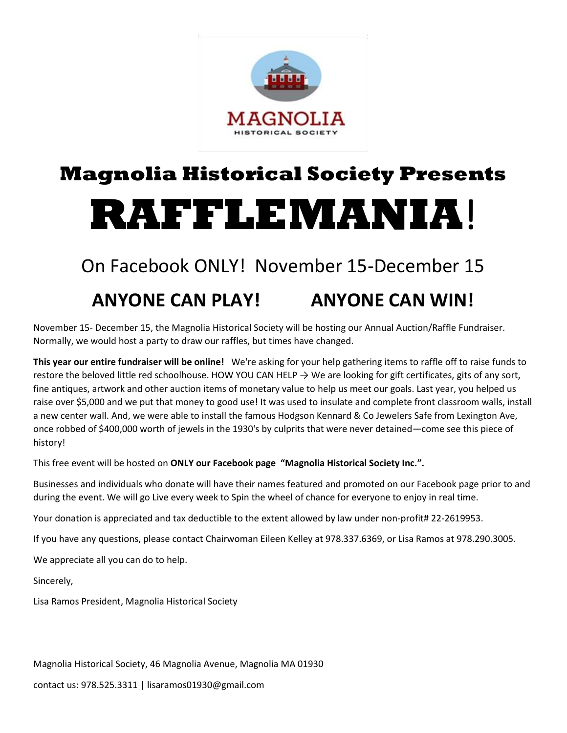MAGNOLIA
HISTORICAL SOCIETY

# Magnolia Historical Society Presents

# RAFFLEMANIA!

## On Facebook ONLY! November 15-December 15

## ANYONE CAN PLAY! ANYONE CAN WIN!

November 15- December 15, the Magnolia Historical Society will be hosting our Annual Auction/Raffle Fundraiser. Normally, we would host a party to draw our raffles, but times have changed.

**This year our entire fundraiser will be online!** We're asking for your help gathering items to raffle off to raise funds to restore the beloved little red schoolhouse. HOW YOU CAN HELP → We are looking for gift certificates, gits of any sort, fine antiques, artwork and other auction items of monetary value to help us meet our goals. Last year, you helped us raise over $5,000 and we put that money to good use! It was used to insulate and complete front classroom walls, install a new center wall. And, we were able to install the famous Hodgson Kennard & Co Jewelers Safe from Lexington Ave, once robbed of $400,000 worth of jewels in the 1930's by culprits that were never detained—come see this piece of history!

This free event will be hosted on **ONLY our Facebook page "Magnolia Historical Society Inc.".**

Businesses and individuals who donate will have their names featured and promoted on our Facebook page prior to and during the event. We will go Live every week to Spin the wheel of chance for everyone to enjoy in real time.

Your donation is appreciated and tax deductible to the extent allowed by law under non-profit# 22-2619953.

If you have any questions, please contact Chairwoman Eileen Kelley at 978.337.6369, or Lisa Ramos at 978.290.3005.

We appreciate all you can do to help.

Sincerely,

Lisa Ramos President, Magnolia Historical Society

Magnolia Historical Society, 46 Magnolia Avenue, Magnolia MA 01930

contact us: 978.525.3311 | lisaramos01930@gmail.com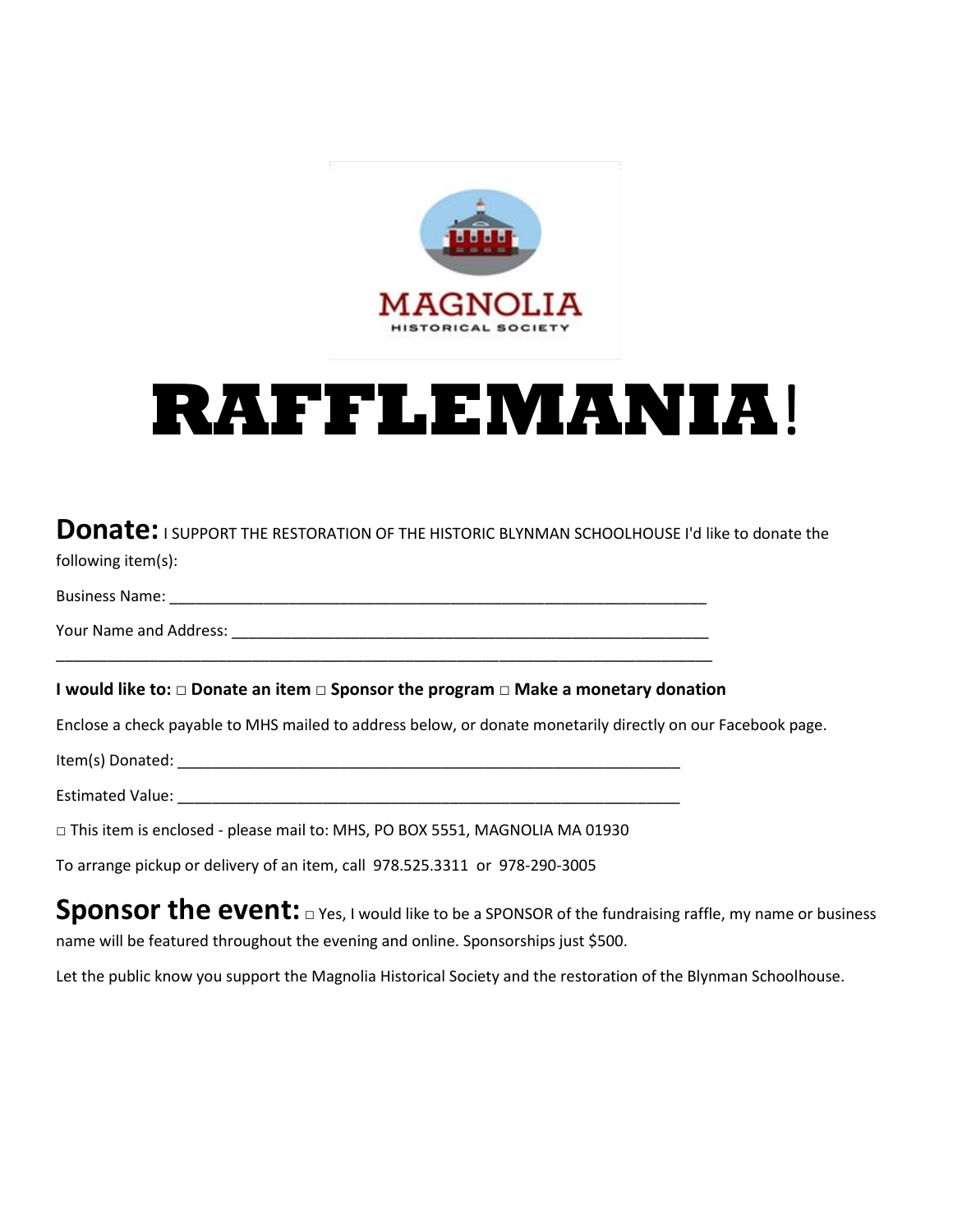MAGNOLIA

HISTORICAL SOCIETY

# RAFFLEMANIA!

**Donate:** I SUPPORT THE RESTORATION OF THE HISTORIC BLYNMAN SCHOOLHOUSE I'd like to donate the following item(s):

Business Name: ___________________________________________________________________

Your Name and Address: ___________________________________________________________

___________________________________________________________________________________

**I would like to: □ Donate an item □ Sponsor the program □ Make a monetary donation**

Enclose a check payable to MHS mailed to address below, or donate monetarily directly on our Facebook page.

Item(s) Donated: _____________________________________________________________

Estimated Value: _____________________________________________________________

□ This item is enclosed - please mail to: MHS, PO BOX 5551, MAGNOLIA MA 01930

To arrange pickup or delivery of an item, call 978.525.3311 or 978-290-3005

**Sponsor the event:** □ Yes, I would like to be a SPONSOR of the fundraising raffle, my name or business name will be featured throughout the evening and online. Sponsorships just $500.

Let the public know you support the Magnolia Historical Society and the restoration of the Blynman Schoolhouse.